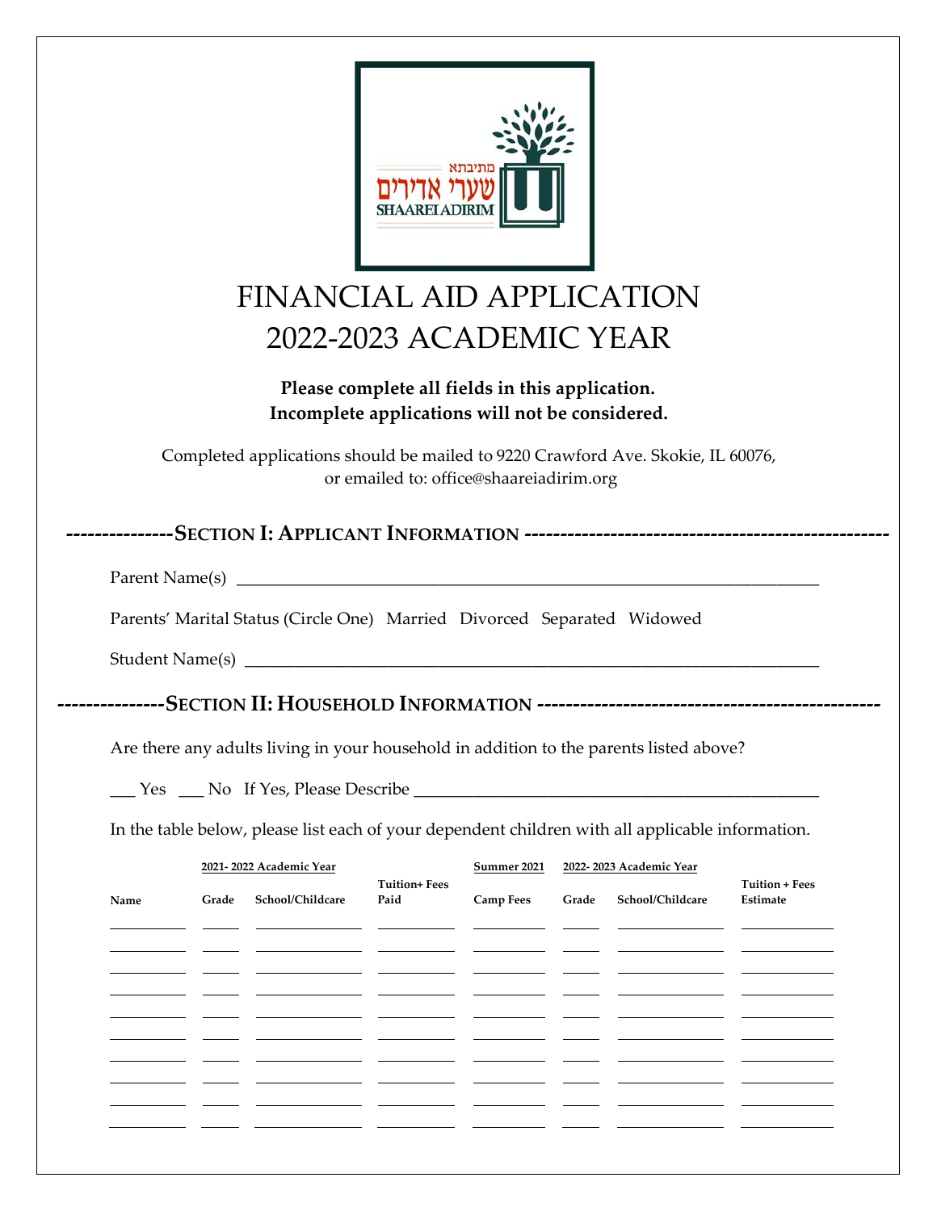מתיבתא

שערי אדירים

SHAAREI ADIRIM

# FINANCIAL AID APPLICATION
# 2022-2023 ACADEMIC YEAR

**Please complete all fields in this application.**
**Incomplete applications will not be considered.**

Completed applications should be mailed to 9220 Crawford Ave. Skokie, IL 60076, or emailed to: office@shaareiadirim.org

## ---------------SECTION I: APPLICANT INFORMATION ---------------

Parent Name(s) ____________________________________________

Parents' Marital Status (Circle One) Married Divorced Separated Widowed

Student Name(s) ____________________________________________

## ---------------SECTION II: HOUSEHOLD INFORMATION ---------------

Are there any adults living in your household in addition to the parents listed above?

___ Yes ___ No If Yes, Please Describe ______________________________

In the table below, please list each of your dependent children with all applicable information.

| | 2021- 2022 Academic Year | | | Summer 2021 | 2022- 2023 Academic Year | | |
|---|---|---|---|---|---|---|---|
| **Name** | **Grade** | **School/Childcare** | **Tuition+ Fees Paid** | **Camp Fees** | **Grade** | **School/Childcare** | **Tuition + Fees Estimate** |
| | | | | | | | |
| | | | | | | | |
| | | | | | | | |
| | | | | | | | |
| | | | | | | | |
| | | | | | | | |
| | | | | | | | |
| | | | | | | | |
| | | | | | | | |
| | | | | | | | |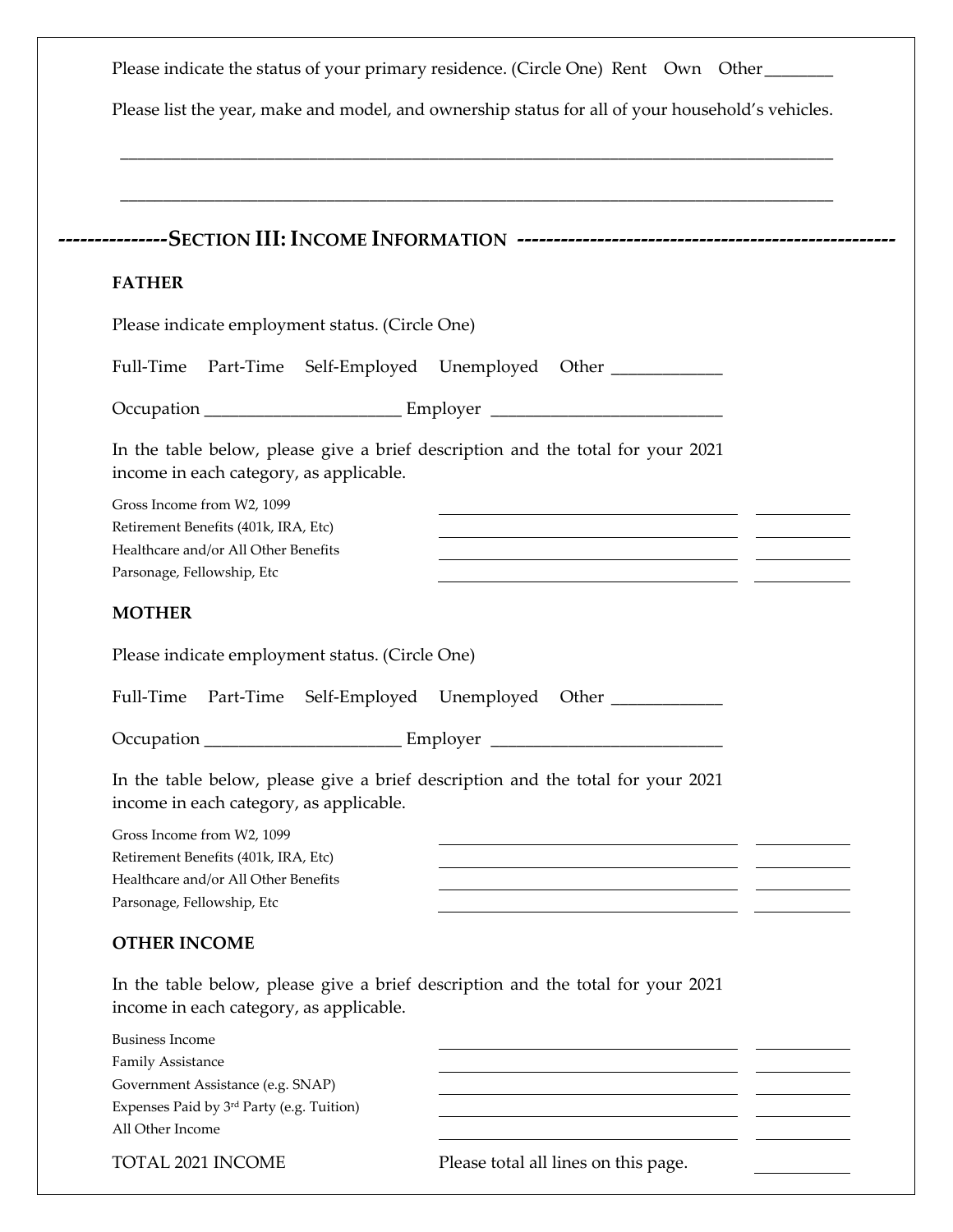Please indicate the status of your primary residence. (Circle One) Rent Own Other ________

Please list the year, make and model, and ownership status for all of your household's vehicles.

______________________________________________________________________________

______________________________________________________________________________

## SECTION III: INCOME INFORMATION

### FATHER

Please indicate employment status. (Circle One)

Full-Time Part-Time Self-Employed Unemployed Other _____________

Occupation _______________________ Employer ___________________________

In the table below, please give a brief description and the total for your 2021 income in each category, as applicable.

| Category | Description | Total |
| --- | --- | --- |
| Gross Income from W2, 1099 | | |
| Retirement Benefits (401k, IRA, Etc) | | |
| Healthcare and/or All Other Benefits | | |
| Parsonage, Fellowship, Etc | | |

### MOTHER

Please indicate employment status. (Circle One)

Full-Time Part-Time Self-Employed Unemployed Other _____________

Occupation _______________________ Employer ___________________________

In the table below, please give a brief description and the total for your 2021 income in each category, as applicable.

| Category | Description | Total |
| --- | --- | --- |
| Gross Income from W2, 1099 | | |
| Retirement Benefits (401k, IRA, Etc) | | |
| Healthcare and/or All Other Benefits | | |
| Parsonage, Fellowship, Etc | | |

### OTHER INCOME

In the table below, please give a brief description and the total for your 2021 income in each category, as applicable.

| Category | Description | Total |
| --- | --- | --- |
| Business Income | | |
| Family Assistance | | |
| Government Assistance (e.g. SNAP) | | |
| Expenses Paid by 3rd Party (e.g. Tuition) | | |
| All Other Income | | |
| TOTAL 2021 INCOME | Please total all lines on this page. | |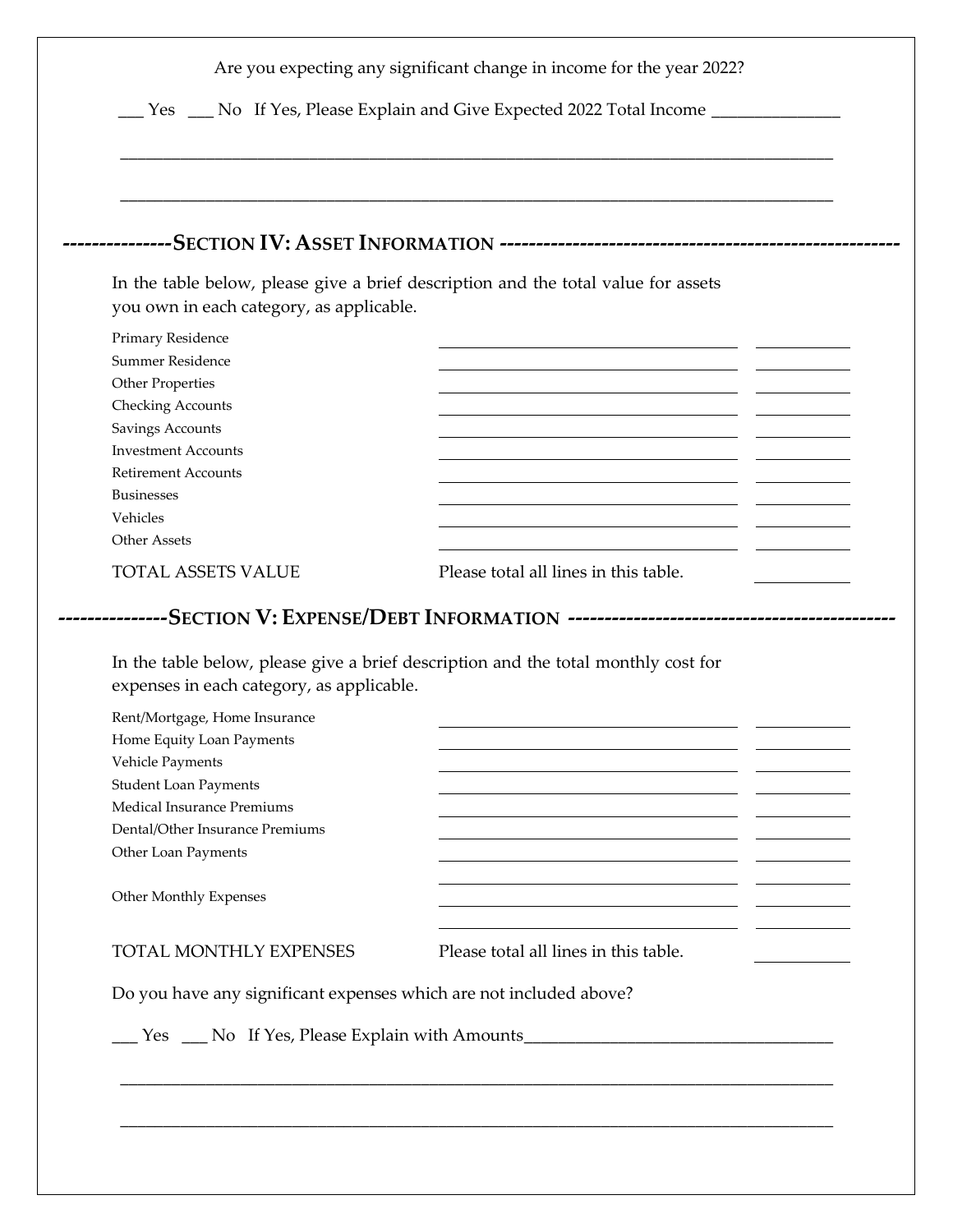Are you expecting any significant change in income for the year 2022?

___ Yes ___ No If Yes, Please Explain and Give Expected 2022 Total Income _______________

_______________________________________________________________________________

_______________________________________________________________________________

## ---------------SECTION IV: ASSET INFORMATION ---------------

In the table below, please give a brief description and the total value for assets you own in each category, as applicable.

| Category | Description | Value |
|---|---|---|
| Primary Residence | | |
| Summer Residence | | |
| Other Properties | | |
| Checking Accounts | | |
| Savings Accounts | | |
| Investment Accounts | | |
| Retirement Accounts | | |
| Businesses | | |
| Vehicles | | |
| Other Assets | | |
| TOTAL ASSETS VALUE | Please total all lines in this table. | |

## ---------------SECTION V: EXPENSE/DEBT INFORMATION ---------------

In the table below, please give a brief description and the total monthly cost for expenses in each category, as applicable.

| Category | Description | Monthly Cost |
|---|---|---|
| Rent/Mortgage, Home Insurance | | |
| Home Equity Loan Payments | | |
| Vehicle Payments | | |
| Student Loan Payments | | |
| Medical Insurance Premiums | | |
| Dental/Other Insurance Premiums | | |
| Other Loan Payments | | |
| | | |
| Other Monthly Expenses | | |
| | | |
| TOTAL MONTHLY EXPENSES | Please total all lines in this table. | |

Do you have any significant expenses which are not included above?

___ Yes ___ No If Yes, Please Explain with Amounts___________________________________

_______________________________________________________________________________

_______________________________________________________________________________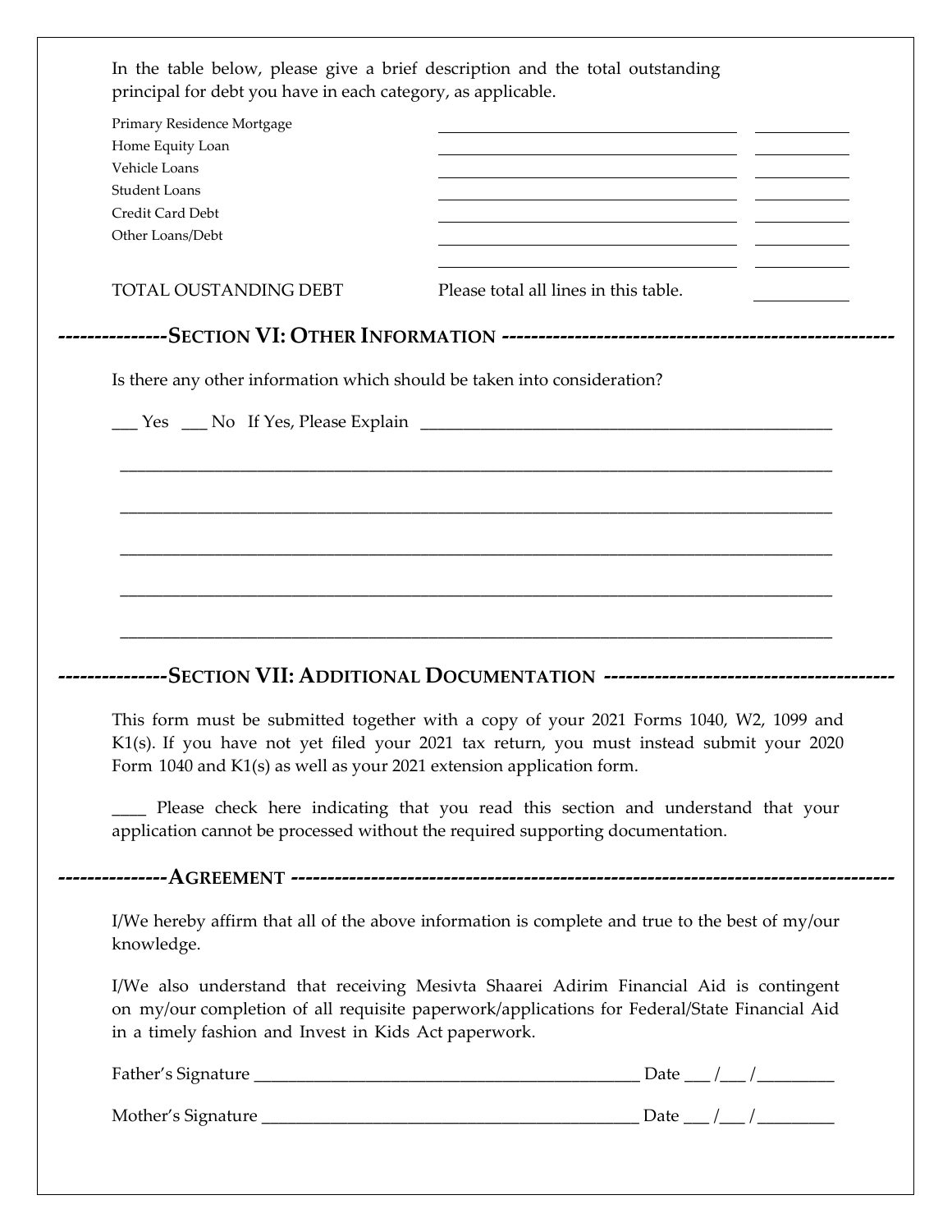In the table below, please give a brief description and the total outstanding principal for debt you have in each category, as applicable.

| | | |
|---|---|---|
| Primary Residence Mortgage | ____________________ | ________ |
| Home Equity Loan | ____________________ | ________ |
| Vehicle Loans | ____________________ | ________ |
| Student Loans | ____________________ | ________ |
| Credit Card Debt | ____________________ | ________ |
| Other Loans/Debt | ____________________ | ________ |
| | ____________________ | ________ |
| TOTAL OUSTANDING DEBT | Please total all lines in this table. | ________ |

## ---------------SECTION VI: OTHER INFORMATION ---------------

Is there any other information which should be taken into consideration?

___ Yes ___ No If Yes, Please Explain ____________________________________________

________________________________________________________________________________

________________________________________________________________________________

________________________________________________________________________________

________________________________________________________________________________

________________________________________________________________________________

## ---------------SECTION VII: ADDITIONAL DOCUMENTATION ---------------

This form must be submitted together with a copy of your 2021 Forms 1040, W2, 1099 and K1(s). If you have not yet filed your 2021 tax return, you must instead submit your 2020 Form 1040 and K1(s) as well as your 2021 extension application form.

____ Please check here indicating that you read this section and understand that your application cannot be processed without the required supporting documentation.

## ---------------AGREEMENT ---------------

I/We hereby affirm that all of the above information is complete and true to the best of my/our knowledge.

I/We also understand that receiving Mesivta Shaarei Adirim Financial Aid is contingent on my/our completion of all requisite paperwork/applications for Federal/State Financial Aid in a timely fashion and Invest in Kids Act paperwork.

Father's Signature ________________________________________ Date ___ /___ /_________

Mother's Signature ________________________________________ Date ___ /___ /_________